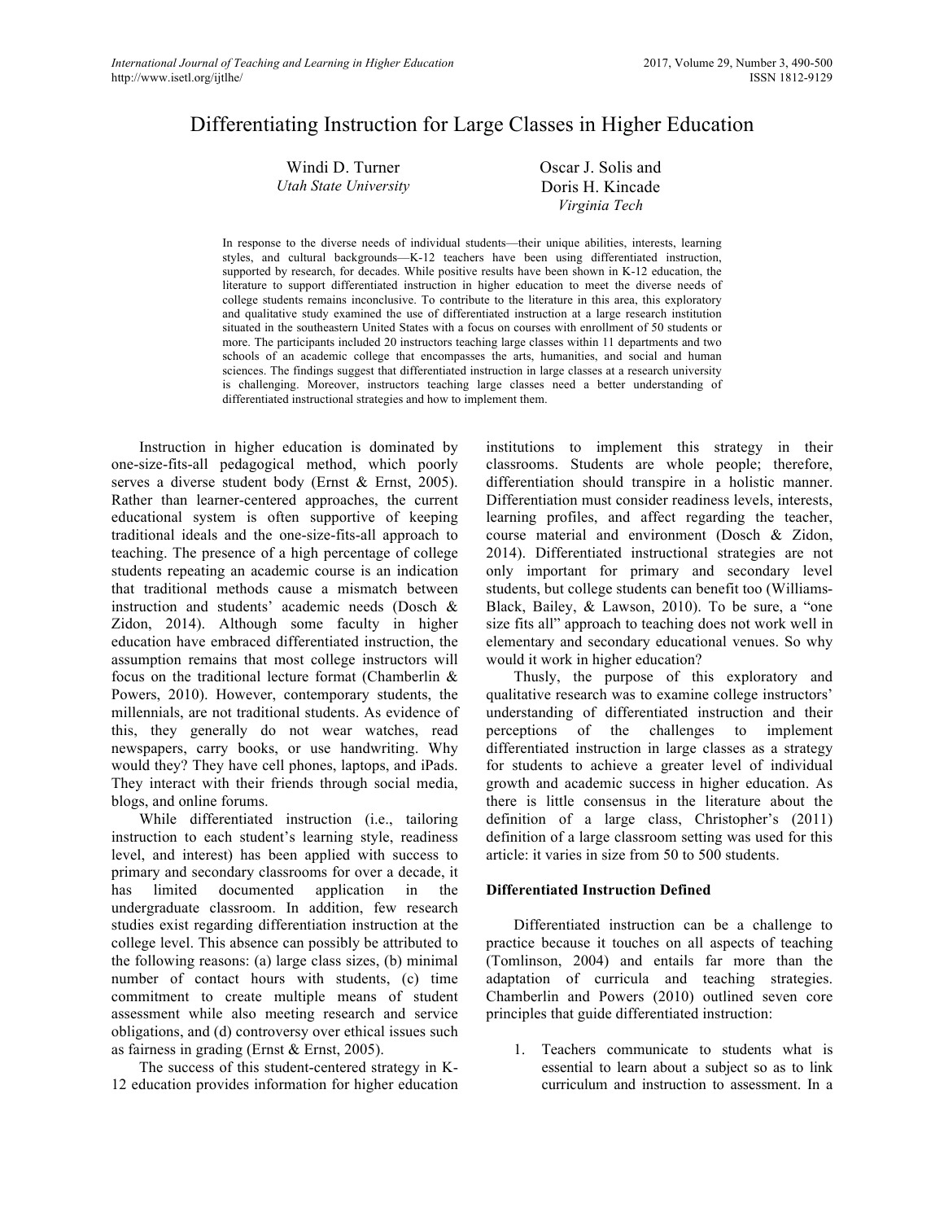# Differentiating Instruction for Large Classes in Higher Education

Windi D. Turner
*Utah State University*

Oscar J. Solis and Doris H. Kincade
*Virginia Tech*

In response to the diverse needs of individual students—their unique abilities, interests, learning styles, and cultural backgrounds—K-12 teachers have been using differentiated instruction, supported by research, for decades. While positive results have been shown in K-12 education, the literature to support differentiated instruction in higher education to meet the diverse needs of college students remains inconclusive. To contribute to the literature in this area, this exploratory and qualitative study examined the use of differentiated instruction at a large research institution situated in the southeastern United States with a focus on courses with enrollment of 50 students or more. The participants included 20 instructors teaching large classes within 11 departments and two schools of an academic college that encompasses the arts, humanities, and social and human sciences. The findings suggest that differentiated instruction in large classes at a research university is challenging. Moreover, instructors teaching large classes need a better understanding of differentiated instructional strategies and how to implement them.

Instruction in higher education is dominated by one-size-fits-all pedagogical method, which poorly serves a diverse student body (Ernst & Ernst, 2005). Rather than learner-centered approaches, the current educational system is often supportive of keeping traditional ideals and the one-size-fits-all approach to teaching. The presence of a high percentage of college students repeating an academic course is an indication that traditional methods cause a mismatch between instruction and students' academic needs (Dosch & Zidon, 2014). Although some faculty in higher education have embraced differentiated instruction, the assumption remains that most college instructors will focus on the traditional lecture format (Chamberlin & Powers, 2010). However, contemporary students, the millennials, are not traditional students. As evidence of this, they generally do not wear watches, read newspapers, carry books, or use handwriting. Why would they? They have cell phones, laptops, and iPads. They interact with their friends through social media, blogs, and online forums.

While differentiated instruction (i.e., tailoring instruction to each student's learning style, readiness level, and interest) has been applied with success to primary and secondary classrooms for over a decade, it has limited documented application in the undergraduate classroom. In addition, few research studies exist regarding differentiation instruction at the college level. This absence can possibly be attributed to the following reasons: (a) large class sizes, (b) minimal number of contact hours with students, (c) time commitment to create multiple means of student assessment while also meeting research and service obligations, and (d) controversy over ethical issues such as fairness in grading (Ernst & Ernst, 2005).

The success of this student-centered strategy in K-12 education provides information for higher education institutions to implement this strategy in their classrooms. Students are whole people; therefore, differentiation should transpire in a holistic manner. Differentiation must consider readiness levels, interests, learning profiles, and affect regarding the teacher, course material and environment (Dosch & Zidon, 2014). Differentiated instructional strategies are not only important for primary and secondary level students, but college students can benefit too (Williams-Black, Bailey, & Lawson, 2010). To be sure, a "one size fits all" approach to teaching does not work well in elementary and secondary educational venues. So why would it work in higher education?

Thusly, the purpose of this exploratory and qualitative research was to examine college instructors' understanding of differentiated instruction and their perceptions of the challenges to implement differentiated instruction in large classes as a strategy for students to achieve a greater level of individual growth and academic success in higher education. As there is little consensus in the literature about the definition of a large class, Christopher's (2011) definition of a large classroom setting was used for this article: it varies in size from 50 to 500 students.

### Differentiated Instruction Defined

Differentiated instruction can be a challenge to practice because it touches on all aspects of teaching (Tomlinson, 2004) and entails far more than the adaptation of curricula and teaching strategies. Chamberlin and Powers (2010) outlined seven core principles that guide differentiated instruction:

1. Teachers communicate to students what is essential to learn about a subject so as to link curriculum and instruction to assessment. In a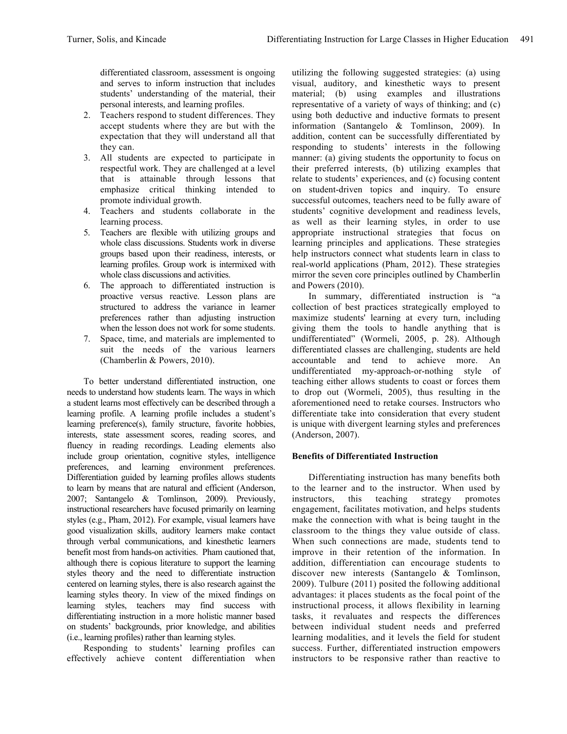differentiated classroom, assessment is ongoing and serves to inform instruction that includes students' understanding of the material, their personal interests, and learning profiles.

2. Teachers respond to student differences. They accept students where they are but with the expectation that they will understand all that they can.
3. All students are expected to participate in respectful work. They are challenged at a level that is attainable through lessons that emphasize critical thinking intended to promote individual growth.
4. Teachers and students collaborate in the learning process.
5. Teachers are flexible with utilizing groups and whole class discussions. Students work in diverse groups based upon their readiness, interests, or learning profiles. Group work is intermixed with whole class discussions and activities.
6. The approach to differentiated instruction is proactive versus reactive. Lesson plans are structured to address the variance in learner preferences rather than adjusting instruction when the lesson does not work for some students.
7. Space, time, and materials are implemented to suit the needs of the various learners (Chamberlin & Powers, 2010).

To better understand differentiated instruction, one needs to understand how students learn. The ways in which a student learns most effectively can be described through a learning profile. A learning profile includes a student's learning preference(s), family structure, favorite hobbies, interests, state assessment scores, reading scores, and fluency in reading recordings. Leading elements also include group orientation, cognitive styles, intelligence preferences, and learning environment preferences. Differentiation guided by learning profiles allows students to learn by means that are natural and efficient (Anderson, 2007; Santangelo & Tomlinson, 2009). Previously, instructional researchers have focused primarily on learning styles (e.g., Pham, 2012). For example, visual learners have good visualization skills, auditory learners make contact through verbal communications, and kinesthetic learners benefit most from hands-on activities. Pham cautioned that, although there is copious literature to support the learning styles theory and the need to differentiate instruction centered on learning styles, there is also research against the learning styles theory. In view of the mixed findings on learning styles, teachers may find success with differentiating instruction in a more holistic manner based on students' backgrounds, prior knowledge, and abilities (i.e., learning profiles) rather than learning styles.

Responding to students' learning profiles can effectively achieve content differentiation when utilizing the following suggested strategies: (a) using visual, auditory, and kinesthetic ways to present material; (b) using examples and illustrations representative of a variety of ways of thinking; and (c) using both deductive and inductive formats to present information (Santangelo & Tomlinson, 2009). In addition, content can be successfully differentiated by responding to students' interests in the following manner: (a) giving students the opportunity to focus on their preferred interests, (b) utilizing examples that relate to students' experiences, and (c) focusing content on student-driven topics and inquiry. To ensure successful outcomes, teachers need to be fully aware of students' cognitive development and readiness levels, as well as their learning styles, in order to use appropriate instructional strategies that focus on learning principles and applications. These strategies help instructors connect what students learn in class to real-world applications (Pham, 2012). These strategies mirror the seven core principles outlined by Chamberlin and Powers (2010).

In summary, differentiated instruction is "a collection of best practices strategically employed to maximize students' learning at every turn, including giving them the tools to handle anything that is undifferentiated" (Wormeli, 2005, p. 28). Although differentiated classes are challenging, students are held accountable and tend to achieve more. An undifferentiated my-approach-or-nothing style of teaching either allows students to coast or forces them to drop out (Wormeli, 2005), thus resulting in the aforementioned need to retake courses. Instructors who differentiate take into consideration that every student is unique with divergent learning styles and preferences (Anderson, 2007).

### Benefits of Differentiated Instruction

Differentiating instruction has many benefits both to the learner and to the instructor. When used by instructors, this teaching strategy promotes engagement, facilitates motivation, and helps students make the connection with what is being taught in the classroom to the things they value outside of class. When such connections are made, students tend to improve in their retention of the information. In addition, differentiation can encourage students to discover new interests (Santangelo & Tomlinson, 2009). Tulbure (2011) posited the following additional advantages: it places students as the focal point of the instructional process, it allows flexibility in learning tasks, it revaluates and respects the differences between individual student needs and preferred learning modalities, and it levels the field for student success. Further, differentiated instruction empowers instructors to be responsive rather than reactive to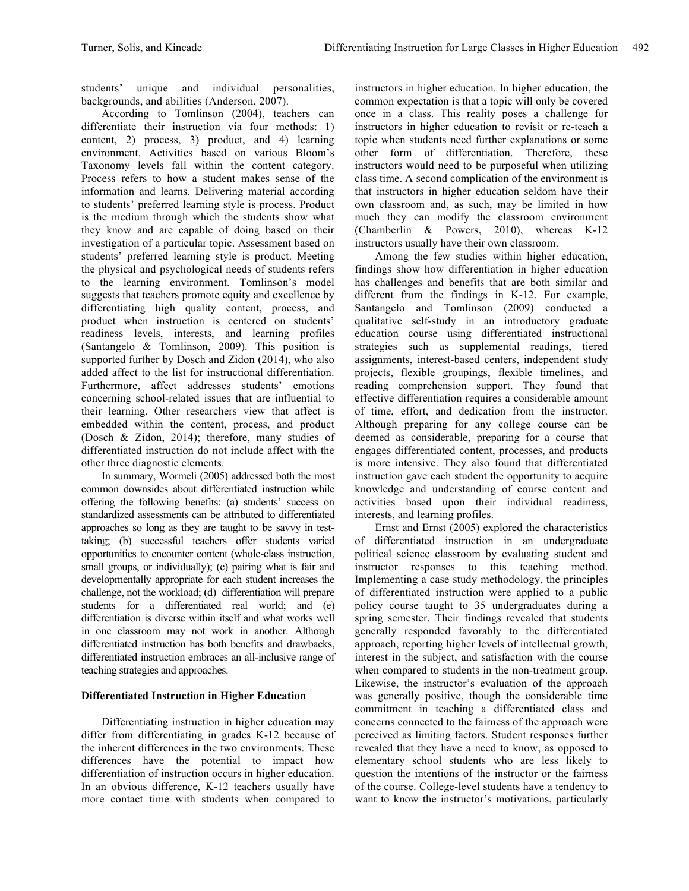students' unique and individual personalities, backgrounds, and abilities (Anderson, 2007).

According to Tomlinson (2004), teachers can differentiate their instruction via four methods: 1) content, 2) process, 3) product, and 4) learning environment. Activities based on various Bloom's Taxonomy levels fall within the content category. Process refers to how a student makes sense of the information and learns. Delivering material according to students' preferred learning style is process. Product is the medium through which the students show what they know and are capable of doing based on their investigation of a particular topic. Assessment based on students' preferred learning style is product. Meeting the physical and psychological needs of students refers to the learning environment. Tomlinson's model suggests that teachers promote equity and excellence by differentiating high quality content, process, and product when instruction is centered on students' readiness levels, interests, and learning profiles (Santangelo & Tomlinson, 2009). This position is supported further by Dosch and Zidon (2014), who also added affect to the list for instructional differentiation. Furthermore, affect addresses students' emotions concerning school-related issues that are influential to their learning. Other researchers view that affect is embedded within the content, process, and product (Dosch & Zidon, 2014); therefore, many studies of differentiated instruction do not include affect with the other three diagnostic elements.

In summary, Wormeli (2005) addressed both the most common downsides about differentiated instruction while offering the following benefits: (a) students' success on standardized assessments can be attributed to differentiated approaches so long as they are taught to be savvy in test-taking; (b) successful teachers offer students varied opportunities to encounter content (whole-class instruction, small groups, or individually); (c) pairing what is fair and developmentally appropriate for each student increases the challenge, not the workload; (d) differentiation will prepare students for a differentiated real world; and (e) differentiation is diverse within itself and what works well in one classroom may not work in another. Although differentiated instruction has both benefits and drawbacks, differentiated instruction embraces an all-inclusive range of teaching strategies and approaches.

## Differentiated Instruction in Higher Education

Differentiating instruction in higher education may differ from differentiating in grades K-12 because of the inherent differences in the two environments. These differences have the potential to impact how differentiation of instruction occurs in higher education. In an obvious difference, K-12 teachers usually have more contact time with students when compared to instructors in higher education. In higher education, the common expectation is that a topic will only be covered once in a class. This reality poses a challenge for instructors in higher education to revisit or re-teach a topic when students need further explanations or some other form of differentiation. Therefore, these instructors would need to be purposeful when utilizing class time. A second complication of the environment is that instructors in higher education seldom have their own classroom and, as such, may be limited in how much they can modify the classroom environment (Chamberlin & Powers, 2010), whereas K-12 instructors usually have their own classroom.

Among the few studies within higher education, findings show how differentiation in higher education has challenges and benefits that are both similar and different from the findings in K-12. For example, Santangelo and Tomlinson (2009) conducted a qualitative self-study in an introductory graduate education course using differentiated instructional strategies such as supplemental readings, tiered assignments, interest-based centers, independent study projects, flexible groupings, flexible timelines, and reading comprehension support. They found that effective differentiation requires a considerable amount of time, effort, and dedication from the instructor. Although preparing for any college course can be deemed as considerable, preparing for a course that engages differentiated content, processes, and products is more intensive. They also found that differentiated instruction gave each student the opportunity to acquire knowledge and understanding of course content and activities based upon their individual readiness, interests, and learning profiles.

Ernst and Ernst (2005) explored the characteristics of differentiated instruction in an undergraduate political science classroom by evaluating student and instructor responses to this teaching method. Implementing a case study methodology, the principles of differentiated instruction were applied to a public policy course taught to 35 undergraduates during a spring semester. Their findings revealed that students generally responded favorably to the differentiated approach, reporting higher levels of intellectual growth, interest in the subject, and satisfaction with the course when compared to students in the non-treatment group. Likewise, the instructor's evaluation of the approach was generally positive, though the considerable time commitment in teaching a differentiated class and concerns connected to the fairness of the approach were perceived as limiting factors. Student responses further revealed that they have a need to know, as opposed to elementary school students who are less likely to question the intentions of the instructor or the fairness of the course. College-level students have a tendency to want to know the instructor's motivations, particularly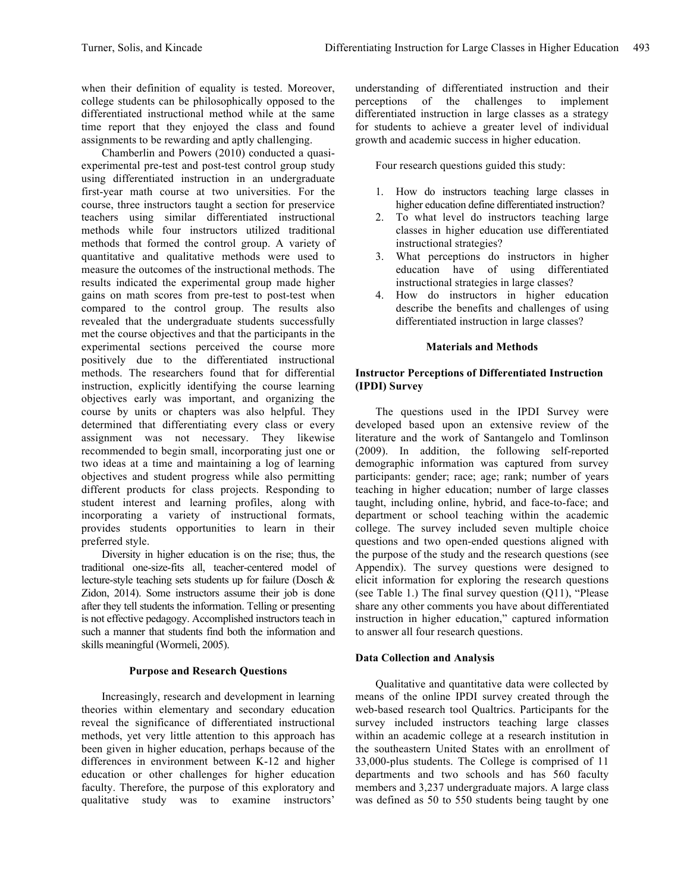when their definition of equality is tested. Moreover, college students can be philosophically opposed to the differentiated instructional method while at the same time report that they enjoyed the class and found assignments to be rewarding and aptly challenging.

Chamberlin and Powers (2010) conducted a quasi-experimental pre-test and post-test control group study using differentiated instruction in an undergraduate first-year math course at two universities. For the course, three instructors taught a section for preservice teachers using similar differentiated instructional methods while four instructors utilized traditional methods that formed the control group. A variety of quantitative and qualitative methods were used to measure the outcomes of the instructional methods. The results indicated the experimental group made higher gains on math scores from pre-test to post-test when compared to the control group. The results also revealed that the undergraduate students successfully met the course objectives and that the participants in the experimental sections perceived the course more positively due to the differentiated instructional methods. The researchers found that for differential instruction, explicitly identifying the course learning objectives early was important, and organizing the course by units or chapters was also helpful. They determined that differentiating every class or every assignment was not necessary. They likewise recommended to begin small, incorporating just one or two ideas at a time and maintaining a log of learning objectives and student progress while also permitting different products for class projects. Responding to student interest and learning profiles, along with incorporating a variety of instructional formats, provides students opportunities to learn in their preferred style.

Diversity in higher education is on the rise; thus, the traditional one-size-fits all, teacher-centered model of lecture-style teaching sets students up for failure (Dosch & Zidon, 2014). Some instructors assume their job is done after they tell students the information. Telling or presenting is not effective pedagogy. Accomplished instructors teach in such a manner that students find both the information and skills meaningful (Wormeli, 2005).

## Purpose and Research Questions

Increasingly, research and development in learning theories within elementary and secondary education reveal the significance of differentiated instructional methods, yet very little attention to this approach has been given in higher education, perhaps because of the differences in environment between K-12 and higher education or other challenges for higher education faculty. Therefore, the purpose of this exploratory and qualitative study was to examine instructors' understanding of differentiated instruction and their perceptions of the challenges to implement differentiated instruction in large classes as a strategy for students to achieve a greater level of individual growth and academic success in higher education.

Four research questions guided this study:

1. How do instructors teaching large classes in higher education define differentiated instruction?
2. To what level do instructors teaching large classes in higher education use differentiated instructional strategies?
3. What perceptions do instructors in higher education have of using differentiated instructional strategies in large classes?
4. How do instructors in higher education describe the benefits and challenges of using differentiated instruction in large classes?

## Materials and Methods

### Instructor Perceptions of Differentiated Instruction (IPDI) Survey

The questions used in the IPDI Survey were developed based upon an extensive review of the literature and the work of Santangelo and Tomlinson (2009). In addition, the following self-reported demographic information was captured from survey participants: gender; race; age; rank; number of years teaching in higher education; number of large classes taught, including online, hybrid, and face-to-face; and department or school teaching within the academic college. The survey included seven multiple choice questions and two open-ended questions aligned with the purpose of the study and the research questions (see Appendix). The survey questions were designed to elicit information for exploring the research questions (see Table 1.) The final survey question (Q11), "Please share any other comments you have about differentiated instruction in higher education," captured information to answer all four research questions.

### Data Collection and Analysis

Qualitative and quantitative data were collected by means of the online IPDI survey created through the web-based research tool Qualtrics. Participants for the survey included instructors teaching large classes within an academic college at a research institution in the southeastern United States with an enrollment of 33,000-plus students. The College is comprised of 11 departments and two schools and has 560 faculty members and 3,237 undergraduate majors. A large class was defined as 50 to 550 students being taught by one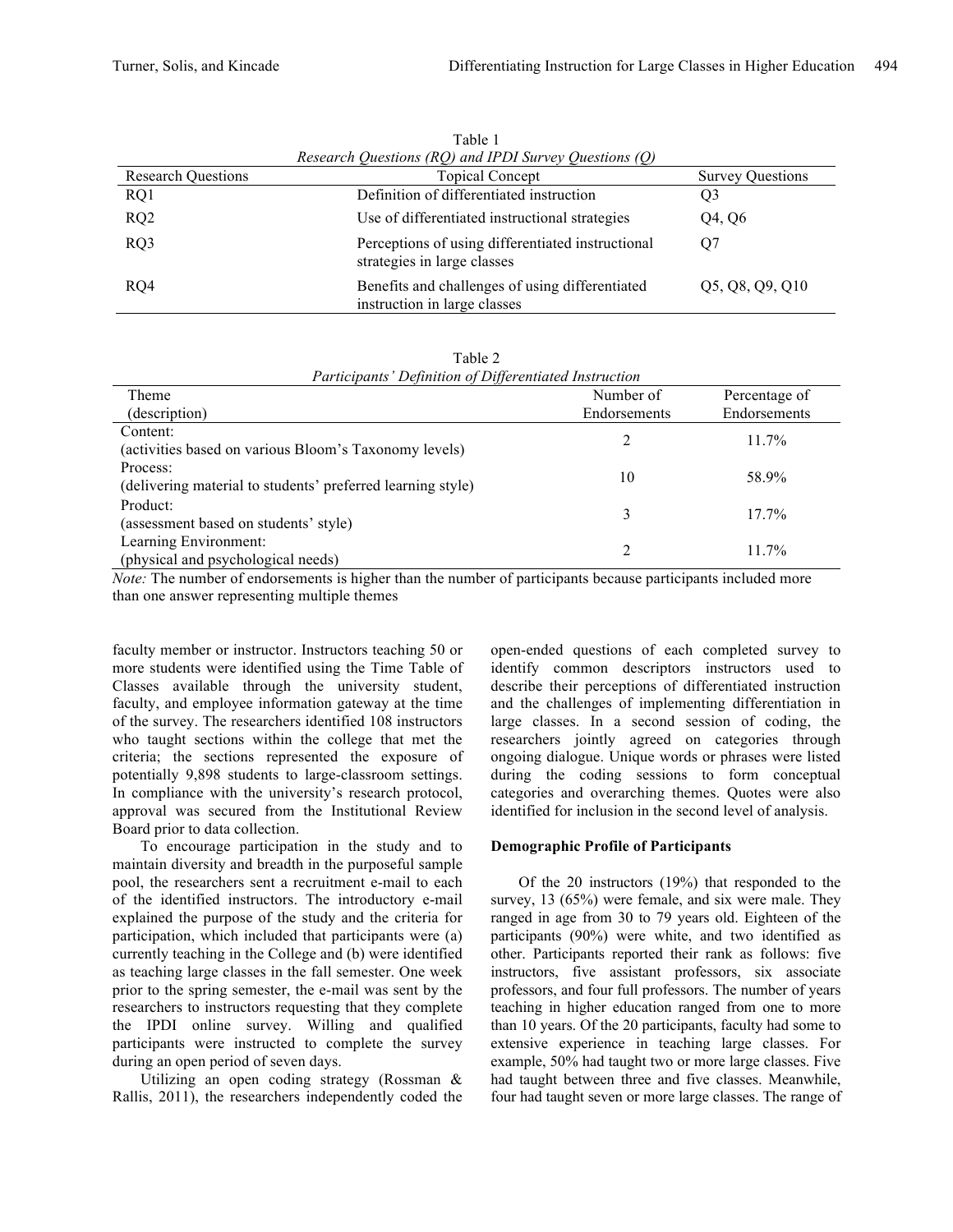Table 1
*Research Questions (RQ) and IPDI Survey Questions (Q)*

| Research Questions | Topical Concept | Survey Questions |
|---|---|---|
| RQ1 | Definition of differentiated instruction | Q3 |
| RQ2 | Use of differentiated instructional strategies | Q4, Q6 |
| RQ3 | Perceptions of using differentiated instructional strategies in large classes | Q7 |
| RQ4 | Benefits and challenges of using differentiated instruction in large classes | Q5, Q8, Q9, Q10 |

Table 2
*Participants' Definition of Differentiated Instruction*

| Theme (description) | Number of Endorsements | Percentage of Endorsements |
|---|---|---|
| Content: (activities based on various Bloom's Taxonomy levels) | 2 | 11.7% |
| Process: (delivering material to students' preferred learning style) | 10 | 58.9% |
| Product: (assessment based on students' style) | 3 | 17.7% |
| Learning Environment: (physical and psychological needs) | 2 | 11.7% |

*Note:* The number of endorsements is higher than the number of participants because participants included more than one answer representing multiple themes

faculty member or instructor. Instructors teaching 50 or more students were identified using the Time Table of Classes available through the university student, faculty, and employee information gateway at the time of the survey. The researchers identified 108 instructors who taught sections within the college that met the criteria; the sections represented the exposure of potentially 9,898 students to large-classroom settings. In compliance with the university's research protocol, approval was secured from the Institutional Review Board prior to data collection.

To encourage participation in the study and to maintain diversity and breadth in the purposeful sample pool, the researchers sent a recruitment e-mail to each of the identified instructors. The introductory e-mail explained the purpose of the study and the criteria for participation, which included that participants were (a) currently teaching in the College and (b) were identified as teaching large classes in the fall semester. One week prior to the spring semester, the e-mail was sent by the researchers to instructors requesting that they complete the IPDI online survey. Willing and qualified participants were instructed to complete the survey during an open period of seven days.

Utilizing an open coding strategy (Rossman & Rallis, 2011), the researchers independently coded the open-ended questions of each completed survey to identify common descriptors instructors used to describe their perceptions of differentiated instruction and the challenges of implementing differentiation in large classes. In a second session of coding, the researchers jointly agreed on categories through ongoing dialogue. Unique words or phrases were listed during the coding sessions to form conceptual categories and overarching themes. Quotes were also identified for inclusion in the second level of analysis.

**Demographic Profile of Participants**

Of the 20 instructors (19%) that responded to the survey, 13 (65%) were female, and six were male. They ranged in age from 30 to 79 years old. Eighteen of the participants (90%) were white, and two identified as other. Participants reported their rank as follows: five instructors, five assistant professors, six associate professors, and four full professors. The number of years teaching in higher education ranged from one to more than 10 years. Of the 20 participants, faculty had some to extensive experience in teaching large classes. For example, 50% had taught two or more large classes. Five had taught between three and five classes. Meanwhile, four had taught seven or more large classes. The range of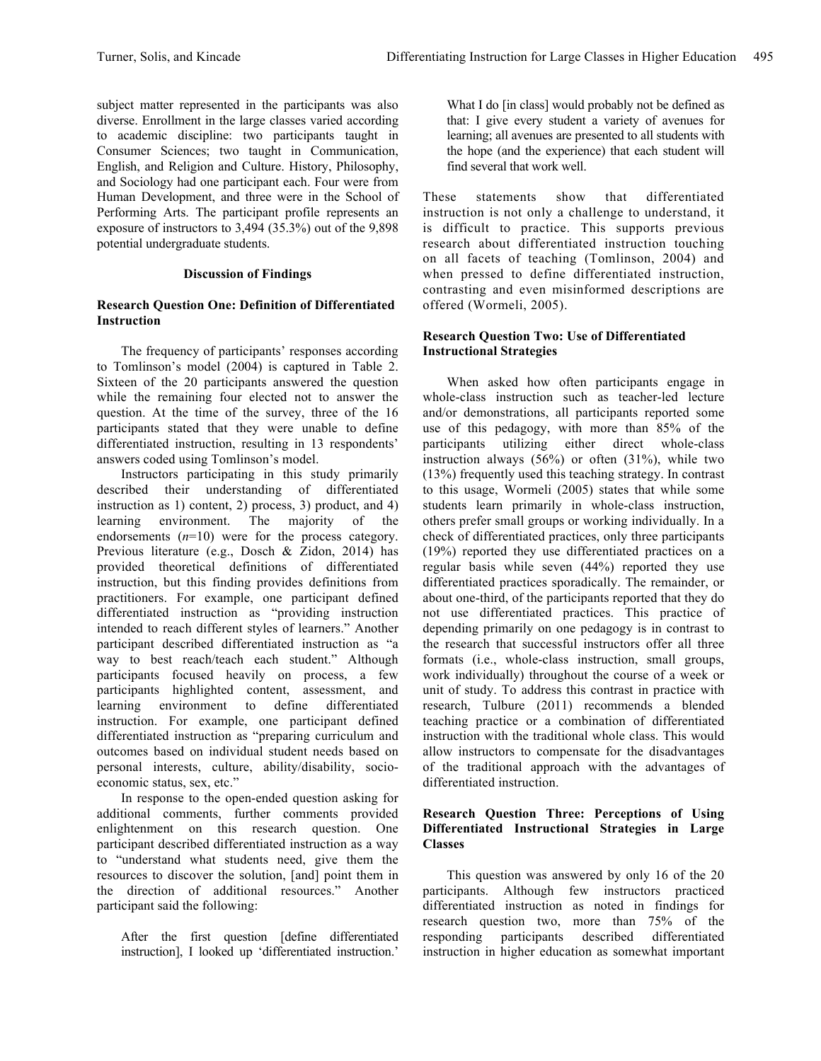subject matter represented in the participants was also diverse. Enrollment in the large classes varied according to academic discipline: two participants taught in Consumer Sciences; two taught in Communication, English, and Religion and Culture. History, Philosophy, and Sociology had one participant each. Four were from Human Development, and three were in the School of Performing Arts. The participant profile represents an exposure of instructors to 3,494 (35.3%) out of the 9,898 potential undergraduate students.

## Discussion of Findings

### Research Question One: Definition of Differentiated Instruction

The frequency of participants' responses according to Tomlinson's model (2004) is captured in Table 2. Sixteen of the 20 participants answered the question while the remaining four elected not to answer the question. At the time of the survey, three of the 16 participants stated that they were unable to define differentiated instruction, resulting in 13 respondents' answers coded using Tomlinson's model.

Instructors participating in this study primarily described their understanding of differentiated instruction as 1) content, 2) process, 3) product, and 4) learning environment. The majority of the endorsements (*n*=10) were for the process category. Previous literature (e.g., Dosch & Zidon, 2014) has provided theoretical definitions of differentiated instruction, but this finding provides definitions from practitioners. For example, one participant defined differentiated instruction as "providing instruction intended to reach different styles of learners." Another participant described differentiated instruction as "a way to best reach/teach each student." Although participants focused heavily on process, a few participants highlighted content, assessment, and learning environment to define differentiated instruction. For example, one participant defined differentiated instruction as "preparing curriculum and outcomes based on individual student needs based on personal interests, culture, ability/disability, socio-economic status, sex, etc."

In response to the open-ended question asking for additional comments, further comments provided enlightenment on this research question. One participant described differentiated instruction as a way to "understand what students need, give them the resources to discover the solution, [and] point them in the direction of additional resources." Another participant said the following:

> After the first question [define differentiated instruction], I looked up 'differentiated instruction.' What I do [in class] would probably not be defined as that: I give every student a variety of avenues for learning; all avenues are presented to all students with the hope (and the experience) that each student will find several that work well.

These statements show that differentiated instruction is not only a challenge to understand, it is difficult to practice. This supports previous research about differentiated instruction touching on all facets of teaching (Tomlinson, 2004) and when pressed to define differentiated instruction, contrasting and even misinformed descriptions are offered (Wormeli, 2005).

### Research Question Two: Use of Differentiated Instructional Strategies

When asked how often participants engage in whole-class instruction such as teacher-led lecture and/or demonstrations, all participants reported some use of this pedagogy, with more than 85% of the participants utilizing either direct whole-class instruction always (56%) or often (31%), while two (13%) frequently used this teaching strategy. In contrast to this usage, Wormeli (2005) states that while some students learn primarily in whole-class instruction, others prefer small groups or working individually. In a check of differentiated practices, only three participants (19%) reported they use differentiated practices on a regular basis while seven (44%) reported they use differentiated practices sporadically. The remainder, or about one-third, of the participants reported that they do not use differentiated practices. This practice of depending primarily on one pedagogy is in contrast to the research that successful instructors offer all three formats (i.e., whole-class instruction, small groups, work individually) throughout the course of a week or unit of study. To address this contrast in practice with research, Tulbure (2011) recommends a blended teaching practice or a combination of differentiated instruction with the traditional whole class. This would allow instructors to compensate for the disadvantages of the traditional approach with the advantages of differentiated instruction.

### Research Question Three: Perceptions of Using Differentiated Instructional Strategies in Large Classes

This question was answered by only 16 of the 20 participants. Although few instructors practiced differentiated instruction as noted in findings for research question two, more than 75% of the responding participants described differentiated instruction in higher education as somewhat important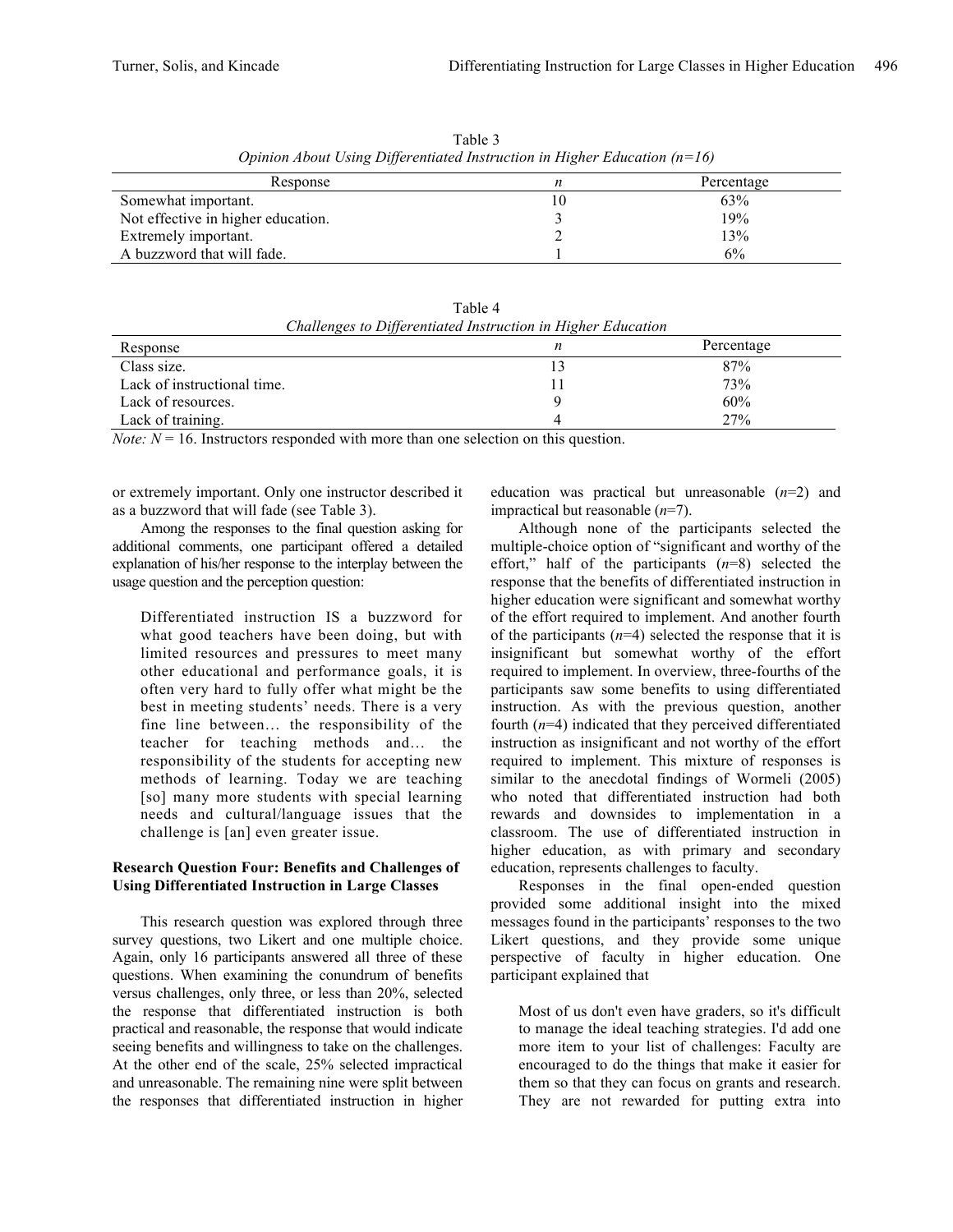Table 3
*Opinion About Using Differentiated Instruction in Higher Education (n=16)*

| Response | *n* | Percentage |
|---|---|---|
| Somewhat important. | 10 | 63% |
| Not effective in higher education. | 3 | 19% |
| Extremely important. | 2 | 13% |
| A buzzword that will fade. | 1 | 6% |

Table 4
*Challenges to Differentiated Instruction in Higher Education*

| Response | *n* | Percentage |
|---|---|---|
| Class size. | 13 | 87% |
| Lack of instructional time. | 11 | 73% |
| Lack of resources. | 9 | 60% |
| Lack of training. | 4 | 27% |

*Note: N* = 16. Instructors responded with more than one selection on this question.

or extremely important. Only one instructor described it as a buzzword that will fade (see Table 3).

Among the responses to the final question asking for additional comments, one participant offered a detailed explanation of his/her response to the interplay between the usage question and the perception question:

> Differentiated instruction IS a buzzword for what good teachers have been doing, but with limited resources and pressures to meet many other educational and performance goals, it is often very hard to fully offer what might be the best in meeting students' needs. There is a very fine line between… the responsibility of the teacher for teaching methods and… the responsibility of the students for accepting new methods of learning. Today we are teaching [so] many more students with special learning needs and cultural/language issues that the challenge is [an] even greater issue.

**Research Question Four: Benefits and Challenges of Using Differentiated Instruction in Large Classes**

This research question was explored through three survey questions, two Likert and one multiple choice. Again, only 16 participants answered all three of these questions. When examining the conundrum of benefits versus challenges, only three, or less than 20%, selected the response that differentiated instruction is both practical and reasonable, the response that would indicate seeing benefits and willingness to take on the challenges. At the other end of the scale, 25% selected impractical and unreasonable. The remaining nine were split between the responses that differentiated instruction in higher education was practical but unreasonable (*n*=2) and impractical but reasonable (*n*=7).

Although none of the participants selected the multiple-choice option of "significant and worthy of the effort," half of the participants (*n*=8) selected the response that the benefits of differentiated instruction in higher education were significant and somewhat worthy of the effort required to implement. And another fourth of the participants (*n*=4) selected the response that it is insignificant but somewhat worthy of the effort required to implement. In overview, three-fourths of the participants saw some benefits to using differentiated instruction. As with the previous question, another fourth (*n*=4) indicated that they perceived differentiated instruction as insignificant and not worthy of the effort required to implement. This mixture of responses is similar to the anecdotal findings of Wormeli (2005) who noted that differentiated instruction had both rewards and downsides to implementation in a classroom. The use of differentiated instruction in higher education, as with primary and secondary education, represents challenges to faculty.

Responses in the final open-ended question provided some additional insight into the mixed messages found in the participants' responses to the two Likert questions, and they provide some unique perspective of faculty in higher education. One participant explained that

> Most of us don't even have graders, so it's difficult to manage the ideal teaching strategies. I'd add one more item to your list of challenges: Faculty are encouraged to do the things that make it easier for them so that they can focus on grants and research. They are not rewarded for putting extra into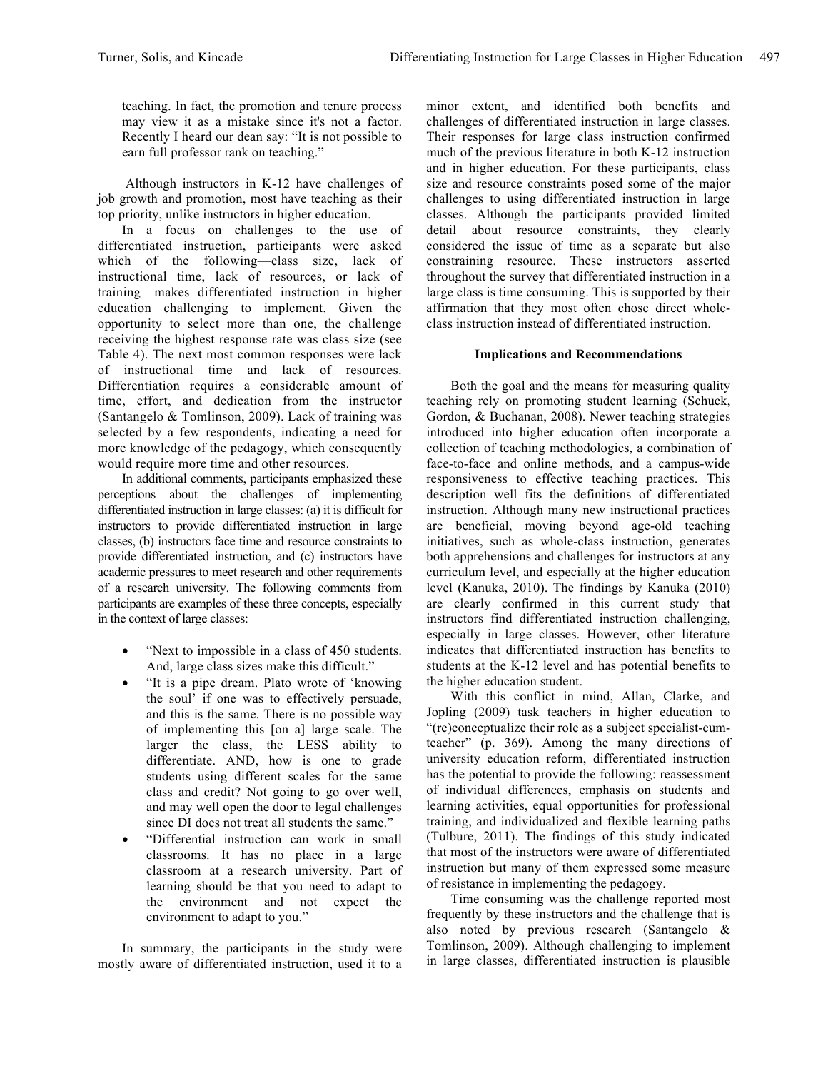teaching. In fact, the promotion and tenure process may view it as a mistake since it's not a factor. Recently I heard our dean say: "It is not possible to earn full professor rank on teaching."

Although instructors in K-12 have challenges of job growth and promotion, most have teaching as their top priority, unlike instructors in higher education.

In a focus on challenges to the use of differentiated instruction, participants were asked which of the following—class size, lack of instructional time, lack of resources, or lack of training—makes differentiated instruction in higher education challenging to implement. Given the opportunity to select more than one, the challenge receiving the highest response rate was class size (see Table 4). The next most common responses were lack of instructional time and lack of resources. Differentiation requires a considerable amount of time, effort, and dedication from the instructor (Santangelo & Tomlinson, 2009). Lack of training was selected by a few respondents, indicating a need for more knowledge of the pedagogy, which consequently would require more time and other resources.

In additional comments, participants emphasized these perceptions about the challenges of implementing differentiated instruction in large classes: (a) it is difficult for instructors to provide differentiated instruction in large classes, (b) instructors face time and resource constraints to provide differentiated instruction, and (c) instructors have academic pressures to meet research and other requirements of a research university. The following comments from participants are examples of these three concepts, especially in the context of large classes:

- "Next to impossible in a class of 450 students. And, large class sizes make this difficult."
- "It is a pipe dream. Plato wrote of 'knowing the soul' if one was to effectively persuade, and this is the same. There is no possible way of implementing this [on a] large scale. The larger the class, the LESS ability to differentiate. AND, how is one to grade students using different scales for the same class and credit? Not going to go over well, and may well open the door to legal challenges since DI does not treat all students the same."
- "Differential instruction can work in small classrooms. It has no place in a large classroom at a research university. Part of learning should be that you need to adapt to the environment and not expect the environment to adapt to you."

In summary, the participants in the study were mostly aware of differentiated instruction, used it to a minor extent, and identified both benefits and challenges of differentiated instruction in large classes. Their responses for large class instruction confirmed much of the previous literature in both K-12 instruction and in higher education. For these participants, class size and resource constraints posed some of the major challenges to using differentiated instruction in large classes. Although the participants provided limited detail about resource constraints, they clearly considered the issue of time as a separate but also constraining resource. These instructors asserted throughout the survey that differentiated instruction in a large class is time consuming. This is supported by their affirmation that they most often chose direct whole-class instruction instead of differentiated instruction.

## Implications and Recommendations

Both the goal and the means for measuring quality teaching rely on promoting student learning (Schuck, Gordon, & Buchanan, 2008). Newer teaching strategies introduced into higher education often incorporate a collection of teaching methodologies, a combination of face-to-face and online methods, and a campus-wide responsiveness to effective teaching practices. This description well fits the definitions of differentiated instruction. Although many new instructional practices are beneficial, moving beyond age-old teaching initiatives, such as whole-class instruction, generates both apprehensions and challenges for instructors at any curriculum level, and especially at the higher education level (Kanuka, 2010). The findings by Kanuka (2010) are clearly confirmed in this current study that instructors find differentiated instruction challenging, especially in large classes. However, other literature indicates that differentiated instruction has benefits to students at the K-12 level and has potential benefits to the higher education student.

With this conflict in mind, Allan, Clarke, and Jopling (2009) task teachers in higher education to "(re)conceptualize their role as a subject specialist-cum-teacher" (p. 369). Among the many directions of university education reform, differentiated instruction has the potential to provide the following: reassessment of individual differences, emphasis on students and learning activities, equal opportunities for professional training, and individualized and flexible learning paths (Tulbure, 2011). The findings of this study indicated that most of the instructors were aware of differentiated instruction but many of them expressed some measure of resistance in implementing the pedagogy.

Time consuming was the challenge reported most frequently by these instructors and the challenge that is also noted by previous research (Santangelo & Tomlinson, 2009). Although challenging to implement in large classes, differentiated instruction is plausible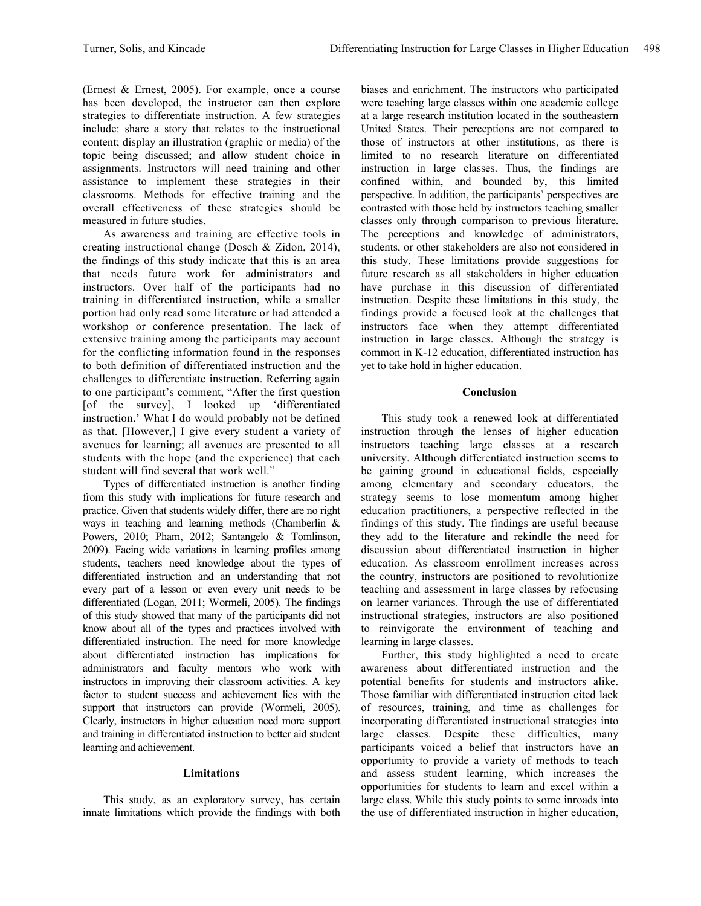(Ernest & Ernest, 2005). For example, once a course has been developed, the instructor can then explore strategies to differentiate instruction. A few strategies include: share a story that relates to the instructional content; display an illustration (graphic or media) of the topic being discussed; and allow student choice in assignments. Instructors will need training and other assistance to implement these strategies in their classrooms. Methods for effective training and the overall effectiveness of these strategies should be measured in future studies.

As awareness and training are effective tools in creating instructional change (Dosch & Zidon, 2014), the findings of this study indicate that this is an area that needs future work for administrators and instructors. Over half of the participants had no training in differentiated instruction, while a smaller portion had only read some literature or had attended a workshop or conference presentation. The lack of extensive training among the participants may account for the conflicting information found in the responses to both definition of differentiated instruction and the challenges to differentiate instruction. Referring again to one participant's comment, "After the first question [of the survey], I looked up 'differentiated instruction.' What I do would probably not be defined as that. [However,] I give every student a variety of avenues for learning; all avenues are presented to all students with the hope (and the experience) that each student will find several that work well."

Types of differentiated instruction is another finding from this study with implications for future research and practice. Given that students widely differ, there are no right ways in teaching and learning methods (Chamberlin & Powers, 2010; Pham, 2012; Santangelo & Tomlinson, 2009). Facing wide variations in learning profiles among students, teachers need knowledge about the types of differentiated instruction and an understanding that not every part of a lesson or even every unit needs to be differentiated (Logan, 2011; Wormeli, 2005). The findings of this study showed that many of the participants did not know about all of the types and practices involved with differentiated instruction. The need for more knowledge about differentiated instruction has implications for administrators and faculty mentors who work with instructors in improving their classroom activities. A key factor to student success and achievement lies with the support that instructors can provide (Wormeli, 2005). Clearly, instructors in higher education need more support and training in differentiated instruction to better aid student learning and achievement.

## Limitations

This study, as an exploratory survey, has certain innate limitations which provide the findings with both biases and enrichment. The instructors who participated were teaching large classes within one academic college at a large research institution located in the southeastern United States. Their perceptions are not compared to those of instructors at other institutions, as there is limited to no research literature on differentiated instruction in large classes. Thus, the findings are confined within, and bounded by, this limited perspective. In addition, the participants' perspectives are contrasted with those held by instructors teaching smaller classes only through comparison to previous literature. The perceptions and knowledge of administrators, students, or other stakeholders are also not considered in this study. These limitations provide suggestions for future research as all stakeholders in higher education have purchase in this discussion of differentiated instruction. Despite these limitations in this study, the findings provide a focused look at the challenges that instructors face when they attempt differentiated instruction in large classes. Although the strategy is common in K-12 education, differentiated instruction has yet to take hold in higher education.

## Conclusion

This study took a renewed look at differentiated instruction through the lenses of higher education instructors teaching large classes at a research university. Although differentiated instruction seems to be gaining ground in educational fields, especially among elementary and secondary educators, the strategy seems to lose momentum among higher education practitioners, a perspective reflected in the findings of this study. The findings are useful because they add to the literature and rekindle the need for discussion about differentiated instruction in higher education. As classroom enrollment increases across the country, instructors are positioned to revolutionize teaching and assessment in large classes by refocusing on learner variances. Through the use of differentiated instructional strategies, instructors are also positioned to reinvigorate the environment of teaching and learning in large classes.

Further, this study highlighted a need to create awareness about differentiated instruction and the potential benefits for students and instructors alike. Those familiar with differentiated instruction cited lack of resources, training, and time as challenges for incorporating differentiated instructional strategies into large classes. Despite these difficulties, many participants voiced a belief that instructors have an opportunity to provide a variety of methods to teach and assess student learning, which increases the opportunities for students to learn and excel within a large class. While this study points to some inroads into the use of differentiated instruction in higher education,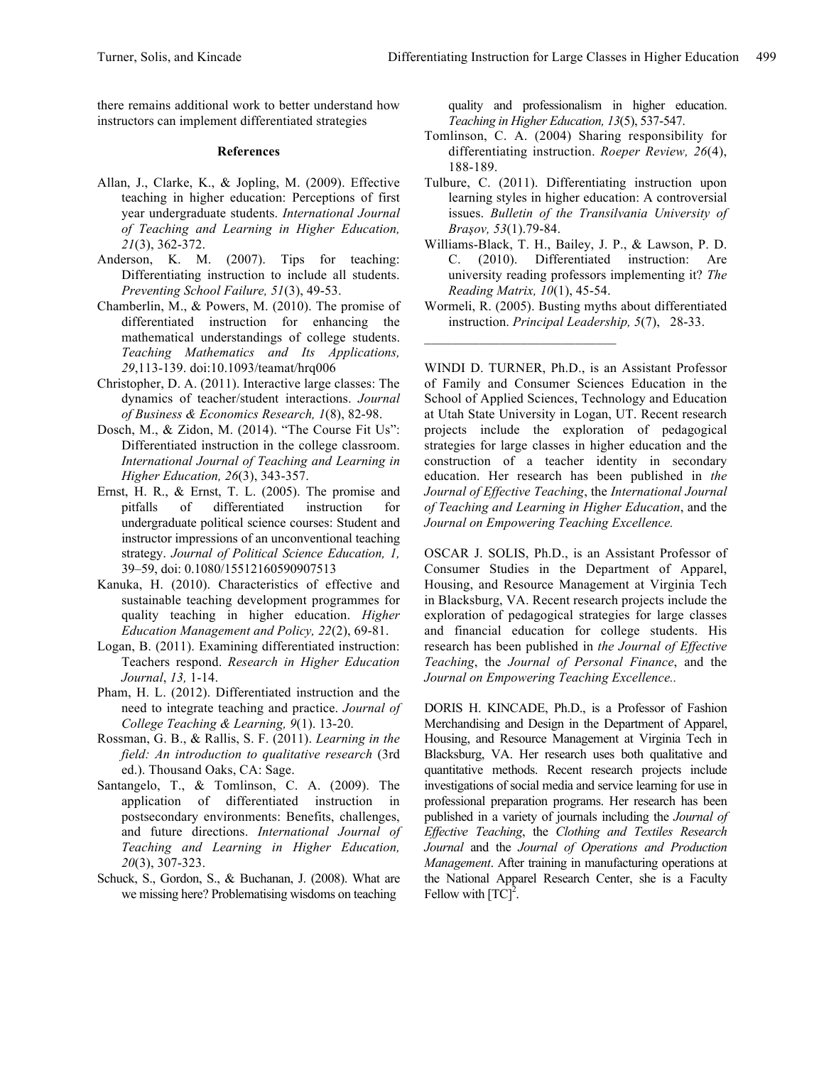there remains additional work to better understand how instructors can implement differentiated strategies

## References

Allan, J., Clarke, K., & Jopling, M. (2009). Effective teaching in higher education: Perceptions of first year undergraduate students. *International Journal of Teaching and Learning in Higher Education, 21*(3), 362-372.

Anderson, K. M. (2007). Tips for teaching: Differentiating instruction to include all students. *Preventing School Failure, 51*(3), 49-53.

Chamberlin, M., & Powers, M. (2010). The promise of differentiated instruction for enhancing the mathematical understandings of college students. *Teaching Mathematics and Its Applications, 29*,113-139. doi:10.1093/teamat/hrq006

Christopher, D. A. (2011). Interactive large classes: The dynamics of teacher/student interactions. *Journal of Business & Economics Research, 1*(8), 82-98.

Dosch, M., & Zidon, M. (2014). "The Course Fit Us": Differentiated instruction in the college classroom. *International Journal of Teaching and Learning in Higher Education, 26*(3), 343-357.

Ernst, H. R., & Ernst, T. L. (2005). The promise and pitfalls of differentiated instruction for undergraduate political science courses: Student and instructor impressions of an unconventional teaching strategy. *Journal of Political Science Education, 1,* 39–59, doi: 0.1080/15512160590907513

Kanuka, H. (2010). Characteristics of effective and sustainable teaching development programmes for quality teaching in higher education. *Higher Education Management and Policy, 22*(2), 69-81.

Logan, B. (2011). Examining differentiated instruction: Teachers respond. *Research in Higher Education Journal*, *13,* 1-14.

Pham, H. L. (2012). Differentiated instruction and the need to integrate teaching and practice. *Journal of College Teaching & Learning, 9*(1). 13-20.

Rossman, G. B., & Rallis, S. F. (2011). *Learning in the field: An introduction to qualitative research* (3rd ed.). Thousand Oaks, CA: Sage.

Santangelo, T., & Tomlinson, C. A. (2009). The application of differentiated instruction in postsecondary environments: Benefits, challenges, and future directions. *International Journal of Teaching and Learning in Higher Education, 20*(3), 307-323.

Schuck, S., Gordon, S., & Buchanan, J. (2008). What are we missing here? Problematising wisdoms on teaching quality and professionalism in higher education. *Teaching in Higher Education, 13*(5), 537-547.

Tomlinson, C. A. (2004) Sharing responsibility for differentiating instruction. *Roeper Review, 26*(4), 188-189.

Tulbure, C. (2011). Differentiating instruction upon learning styles in higher education: A controversial issues. *Bulletin of the Transilvania University of Braşov, 53*(1).79-84.

Williams-Black, T. H., Bailey, J. P., & Lawson, P. D. C. (2010). Differentiated instruction: Are university reading professors implementing it? *The Reading Matrix, 10*(1), 45-54.

Wormeli, R. (2005). Busting myths about differentiated instruction. *Principal Leadership, 5*(7), 28-33.

---

WINDI D. TURNER, Ph.D., is an Assistant Professor of Family and Consumer Sciences Education in the School of Applied Sciences, Technology and Education at Utah State University in Logan, UT. Recent research projects include the exploration of pedagogical strategies for large classes in higher education and the construction of a teacher identity in secondary education. Her research has been published in *the Journal of Effective Teaching*, the *International Journal of Teaching and Learning in Higher Education*, and the *Journal on Empowering Teaching Excellence.*

OSCAR J. SOLIS, Ph.D., is an Assistant Professor of Consumer Studies in the Department of Apparel, Housing, and Resource Management at Virginia Tech in Blacksburg, VA. Recent research projects include the exploration of pedagogical strategies for large classes and financial education for college students. His research has been published in *the Journal of Effective Teaching*, the *Journal of Personal Finance*, and the *Journal on Empowering Teaching Excellence..*

DORIS H. KINCADE, Ph.D., is a Professor of Fashion Merchandising and Design in the Department of Apparel, Housing, and Resource Management at Virginia Tech in Blacksburg, VA. Her research uses both qualitative and quantitative methods. Recent research projects include investigations of social media and service learning for use in professional preparation programs. Her research has been published in a variety of journals including the *Journal of Effective Teaching*, the *Clothing and Textiles Research Journal* and the *Journal of Operations and Production Management*. After training in manufacturing operations at the National Apparel Research Center, she is a Faculty Fellow with $[TC]^2$.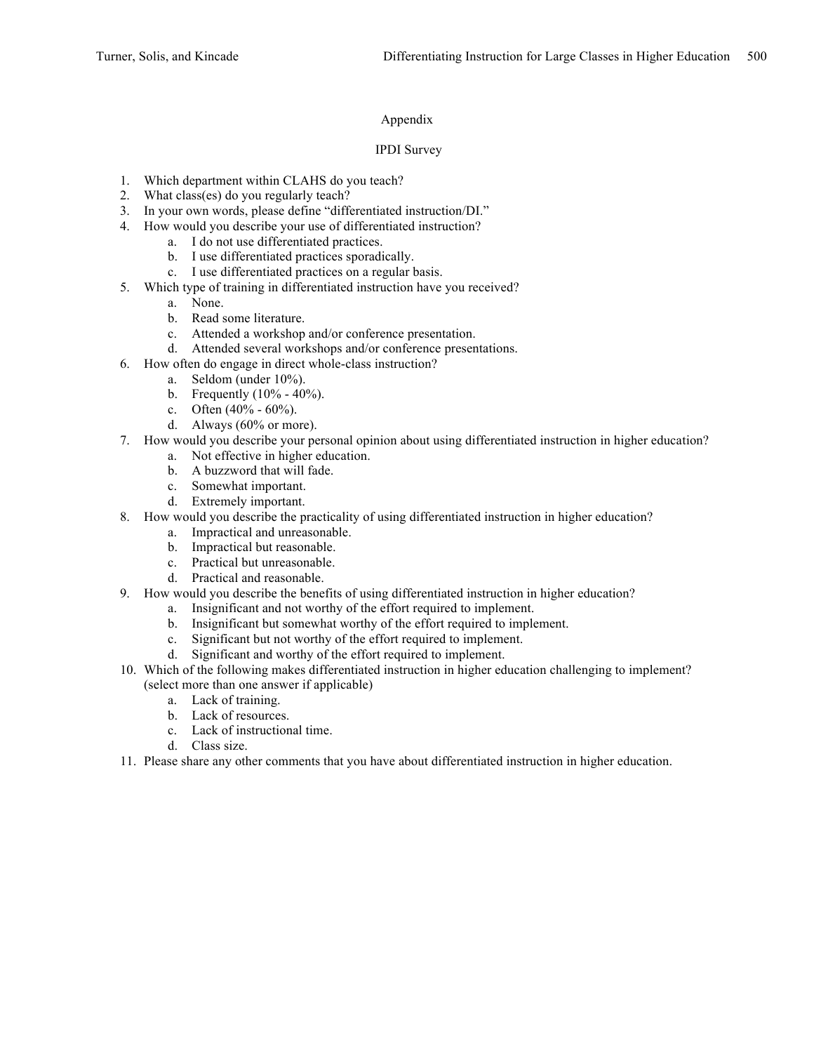## Appendix

### IPDI Survey

1. Which department within CLAHS do you teach?
2. What class(es) do you regularly teach?
3. In your own words, please define "differentiated instruction/DI."
4. How would you describe your use of differentiated instruction?
    a. I do not use differentiated practices.
    b. I use differentiated practices sporadically.
    c. I use differentiated practices on a regular basis.
5. Which type of training in differentiated instruction have you received?
    a. None.
    b. Read some literature.
    c. Attended a workshop and/or conference presentation.
    d. Attended several workshops and/or conference presentations.
6. How often do engage in direct whole-class instruction?
    a. Seldom (under 10%).
    b. Frequently (10% - 40%).
    c. Often (40% - 60%).
    d. Always (60% or more).
7. How would you describe your personal opinion about using differentiated instruction in higher education?
    a. Not effective in higher education.
    b. A buzzword that will fade.
    c. Somewhat important.
    d. Extremely important.
8. How would you describe the practicality of using differentiated instruction in higher education?
    a. Impractical and unreasonable.
    b. Impractical but reasonable.
    c. Practical but unreasonable.
    d. Practical and reasonable.
9. How would you describe the benefits of using differentiated instruction in higher education?
    a. Insignificant and not worthy of the effort required to implement.
    b. Insignificant but somewhat worthy of the effort required to implement.
    c. Significant but not worthy of the effort required to implement.
    d. Significant and worthy of the effort required to implement.
10. Which of the following makes differentiated instruction in higher education challenging to implement? (select more than one answer if applicable)
    a. Lack of training.
    b. Lack of resources.
    c. Lack of instructional time.
    d. Class size.
11. Please share any other comments that you have about differentiated instruction in higher education.